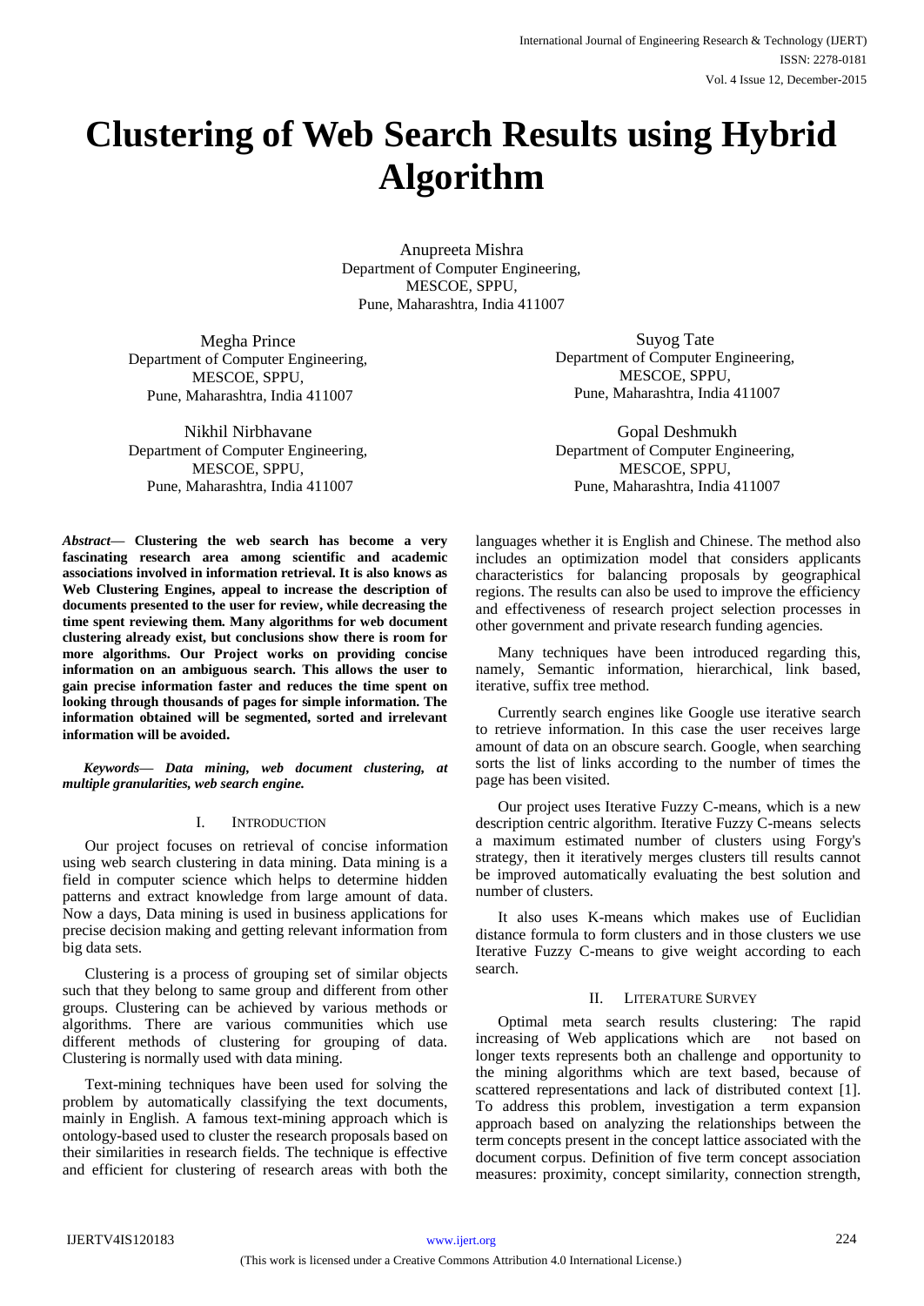# Clustering of Web Search Results using Hybrid Algorithm

Anupreeta Mishra
Department of Computer Engineering,
MESCOE, SPPU,
Pune, Maharashtra, India 411007

Megha Prince
Department of Computer Engineering,
MESCOE, SPPU,
Pune, Maharashtra, India 411007

Suyog Tate
Department of Computer Engineering,
MESCOE, SPPU,
Pune, Maharashtra, India 411007

Nikhil Nirbhavane
Department of Computer Engineering,
MESCOE, SPPU,
Pune, Maharashtra, India 411007

Gopal Deshmukh
Department of Computer Engineering,
MESCOE, SPPU,
Pune, Maharashtra, India 411007

***Abstract*— Clustering the web search has become a very fascinating research area among scientific and academic associations involved in information retrieval. It is also knows as Web Clustering Engines, appeal to increase the description of documents presented to the user for review, while decreasing the time spent reviewing them. Many algorithms for web document clustering already exist, but conclusions show there is room for more algorithms. Our Project works on providing concise information on an ambiguous search. This allows the user to gain precise information faster and reduces the time spent on looking through thousands of pages for simple information. The information obtained will be segmented, sorted and irrelevant information will be avoided.**

***Keywords*— *Data mining, web document clustering, at multiple granularities, web search engine.***

## I. INTRODUCTION

Our project focuses on retrieval of concise information using web search clustering in data mining. Data mining is a field in computer science which helps to determine hidden patterns and extract knowledge from large amount of data. Now a days, Data mining is used in business applications for precise decision making and getting relevant information from big data sets.

Clustering is a process of grouping set of similar objects such that they belong to same group and different from other groups. Clustering can be achieved by various methods or algorithms. There are various communities which use different methods of clustering for grouping of data. Clustering is normally used with data mining.

Text-mining techniques have been used for solving the problem by automatically classifying the text documents, mainly in English. A famous text-mining approach which is ontology-based used to cluster the research proposals based on their similarities in research fields. The technique is effective and efficient for clustering of research areas with both the languages whether it is English and Chinese. The method also includes an optimization model that considers applicants characteristics for balancing proposals by geographical regions. The results can also be used to improve the efficiency and effectiveness of research project selection processes in other government and private research funding agencies.

Many techniques have been introduced regarding this, namely, Semantic information, hierarchical, link based, iterative, suffix tree method.

Currently search engines like Google use iterative search to retrieve information. In this case the user receives large amount of data on an obscure search. Google, when searching sorts the list of links according to the number of times the page has been visited.

Our project uses Iterative Fuzzy C-means, which is a new description centric algorithm. Iterative Fuzzy C-means selects a maximum estimated number of clusters using Forgy's strategy, then it iteratively merges clusters till results cannot be improved automatically evaluating the best solution and number of clusters.

It also uses K-means which makes use of Euclidian distance formula to form clusters and in those clusters we use Iterative Fuzzy C-means to give weight according to each search.

## II. LITERATURE SURVEY

Optimal meta search results clustering: The rapid increasing of Web applications which are not based on longer texts represents both an challenge and opportunity to the mining algorithms which are text based, because of scattered representations and lack of distributed context [1]. To address this problem, investigation a term expansion approach based on analyzing the relationships between the term concepts present in the concept lattice associated with the document corpus. Definition of five term concept association measures: proximity, concept similarity, connection strength,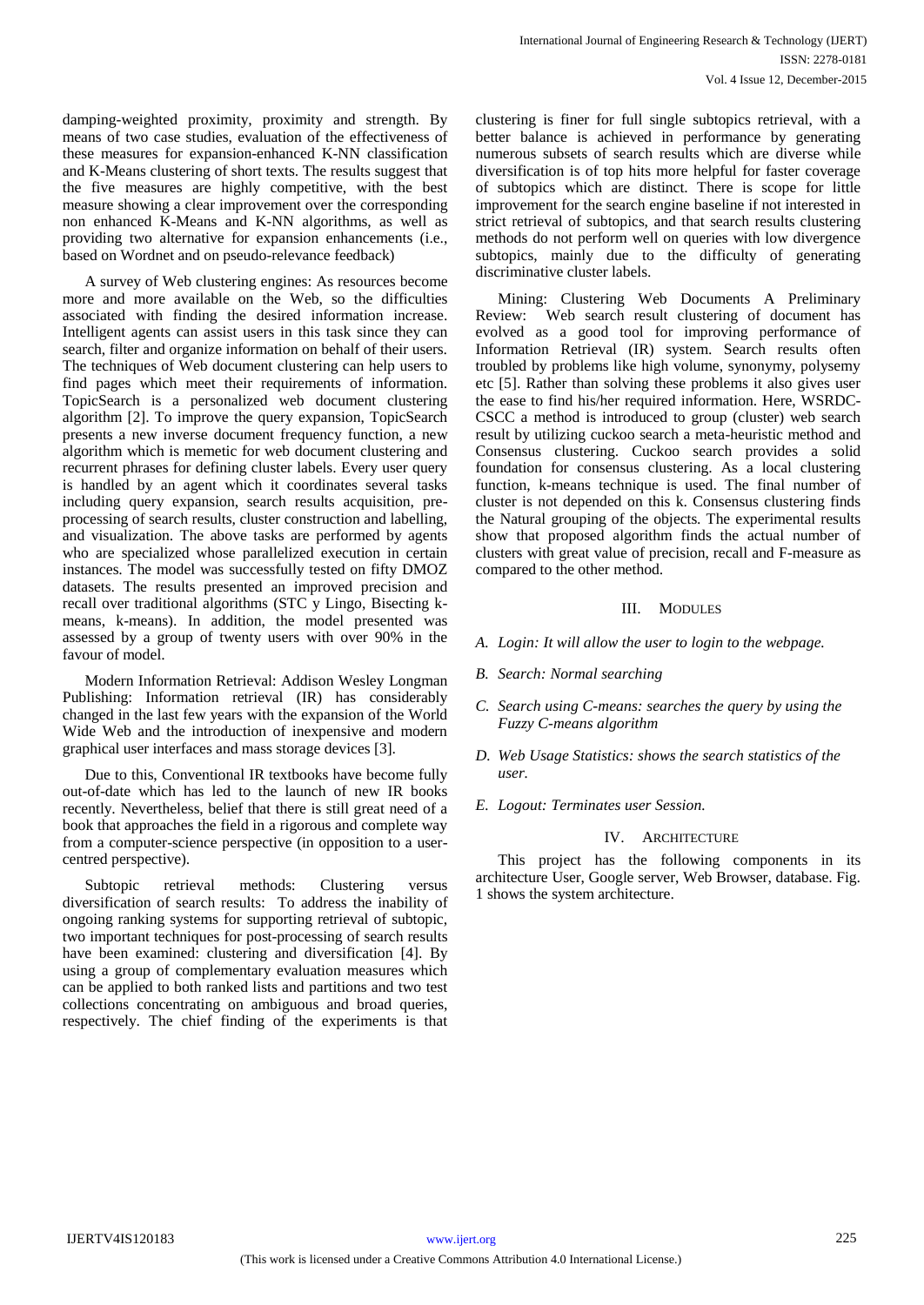damping-weighted proximity, proximity and strength. By means of two case studies, evaluation of the effectiveness of these measures for expansion-enhanced K-NN classification and K-Means clustering of short texts. The results suggest that the five measures are highly competitive, with the best measure showing a clear improvement over the corresponding non enhanced K-Means and K-NN algorithms, as well as providing two alternative for expansion enhancements (i.e., based on Wordnet and on pseudo-relevance feedback)

A survey of Web clustering engines: As resources become more and more available on the Web, so the difficulties associated with finding the desired information increase. Intelligent agents can assist users in this task since they can search, filter and organize information on behalf of their users. The techniques of Web document clustering can help users to find pages which meet their requirements of information. TopicSearch is a personalized web document clustering algorithm [2]. To improve the query expansion, TopicSearch presents a new inverse document frequency function, a new algorithm which is memetic for web document clustering and recurrent phrases for defining cluster labels. Every user query is handled by an agent which it coordinates several tasks including query expansion, search results acquisition, pre-processing of search results, cluster construction and labelling, and visualization. The above tasks are performed by agents who are specialized whose parallelized execution in certain instances. The model was successfully tested on fifty DMOZ datasets. The results presented an improved precision and recall over traditional algorithms (STC y Lingo, Bisecting k-means, k-means). In addition, the model presented was assessed by a group of twenty users with over 90% in the favour of model.

Modern Information Retrieval: Addison Wesley Longman Publishing: Information retrieval (IR) has considerably changed in the last few years with the expansion of the World Wide Web and the introduction of inexpensive and modern graphical user interfaces and mass storage devices [3].

Due to this, Conventional IR textbooks have become fully out-of-date which has led to the launch of new IR books recently. Nevertheless, belief that there is still great need of a book that approaches the field in a rigorous and complete way from a computer-science perspective (in opposition to a user-centred perspective).

Subtopic retrieval methods: Clustering versus diversification of search results: To address the inability of ongoing ranking systems for supporting retrieval of subtopic, two important techniques for post-processing of search results have been examined: clustering and diversification [4]. By using a group of complementary evaluation measures which can be applied to both ranked lists and partitions and two test collections concentrating on ambiguous and broad queries, respectively. The chief finding of the experiments is that clustering is finer for full single subtopics retrieval, with a better balance is achieved in performance by generating numerous subsets of search results which are diverse while diversification is of top hits more helpful for faster coverage of subtopics which are distinct. There is scope for little improvement for the search engine baseline if not interested in strict retrieval of subtopics, and that search results clustering methods do not perform well on queries with low divergence subtopics, mainly due to the difficulty of generating discriminative cluster labels.

Mining: Clustering Web Documents A Preliminary Review: Web search result clustering of document has evolved as a good tool for improving performance of Information Retrieval (IR) system. Search results often troubled by problems like high volume, synonymy, polysemy etc [5]. Rather than solving these problems it also gives user the ease to find his/her required information. Here, WSRDC-CSCC a method is introduced to group (cluster) web search result by utilizing cuckoo search a meta-heuristic method and Consensus clustering. Cuckoo search provides a solid foundation for consensus clustering. As a local clustering function, k-means technique is used. The final number of cluster is not depended on this k. Consensus clustering finds the Natural grouping of the objects. The experimental results show that proposed algorithm finds the actual number of clusters with great value of precision, recall and F-measure as compared to the other method.

## III. MODULES

*A. Login: It will allow the user to login to the webpage.*

*B. Search: Normal searching*

*C. Search using C-means: searches the query by using the Fuzzy C-means algorithm*

*D. Web Usage Statistics: shows the search statistics of the user.*

*E. Logout: Terminates user Session.*

## IV. ARCHITECTURE

This project has the following components in its architecture User, Google server, Web Browser, database. Fig. 1 shows the system architecture.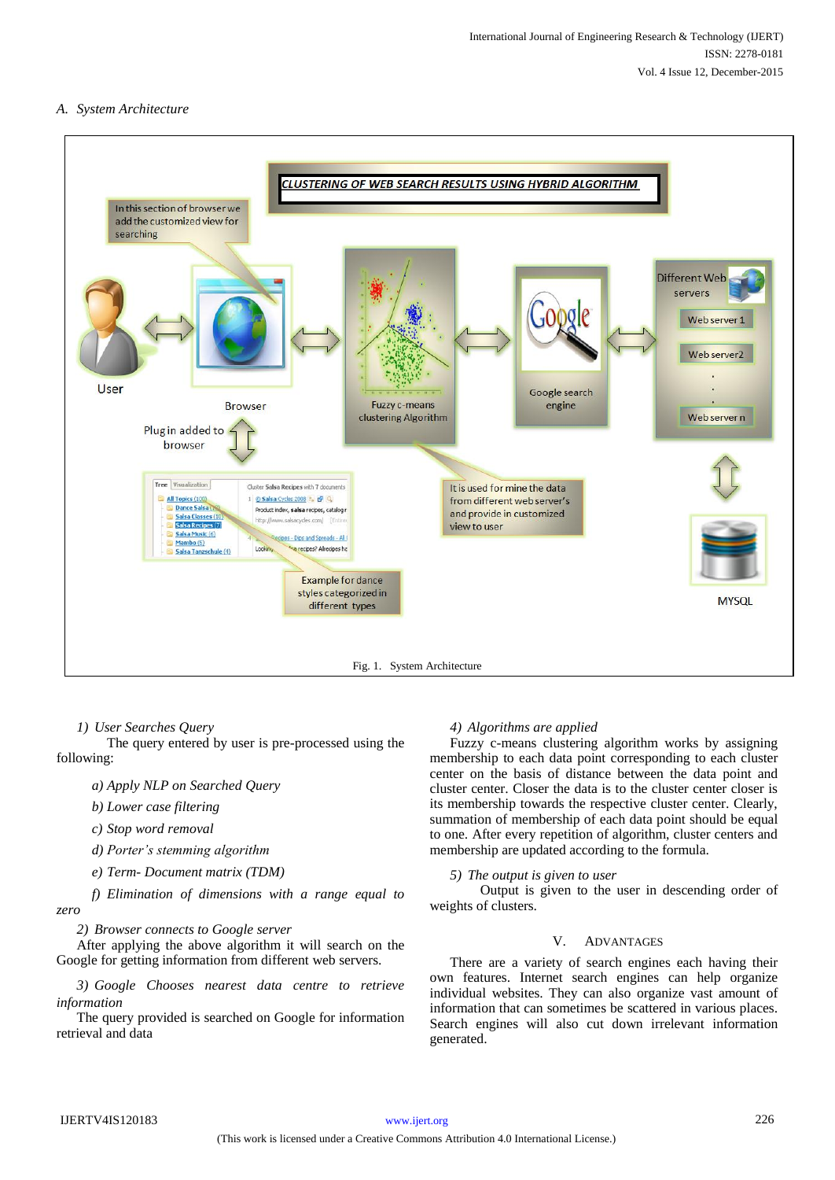### A. System Architecture

Fig. 1. System Architecture

*1) User Searches Query*

The query entered by user is pre-processed using the following:

*a) Apply NLP on Searched Query*

*b) Lower case filtering*

*c) Stop word removal*

*d) Porter's stemming algorithm*

*e) Term- Document matrix (TDM)*

*f) Elimination of dimensions with a range equal to zero*

*2) Browser connects to Google server*

After applying the above algorithm it will search on the Google for getting information from different web servers.

*3) Google Chooses nearest data centre to retrieve information*

The query provided is searched on Google for information retrieval and data

*4) Algorithms are applied*

Fuzzy c-means clustering algorithm works by assigning membership to each data point corresponding to each cluster center on the basis of distance between the data point and cluster center. Closer the data is to the cluster center closer is its membership towards the respective cluster center. Clearly, summation of membership of each data point should be equal to one. After every repetition of algorithm, cluster centers and membership are updated according to the formula.

*5) The output is given to user*

Output is given to the user in descending order of weights of clusters.

## V. ADVANTAGES

There are a variety of search engines each having their own features. Internet search engines can help organize individual websites. They can also organize vast amount of information that can sometimes be scattered in various places. Search engines will also cut down irrelevant information generated.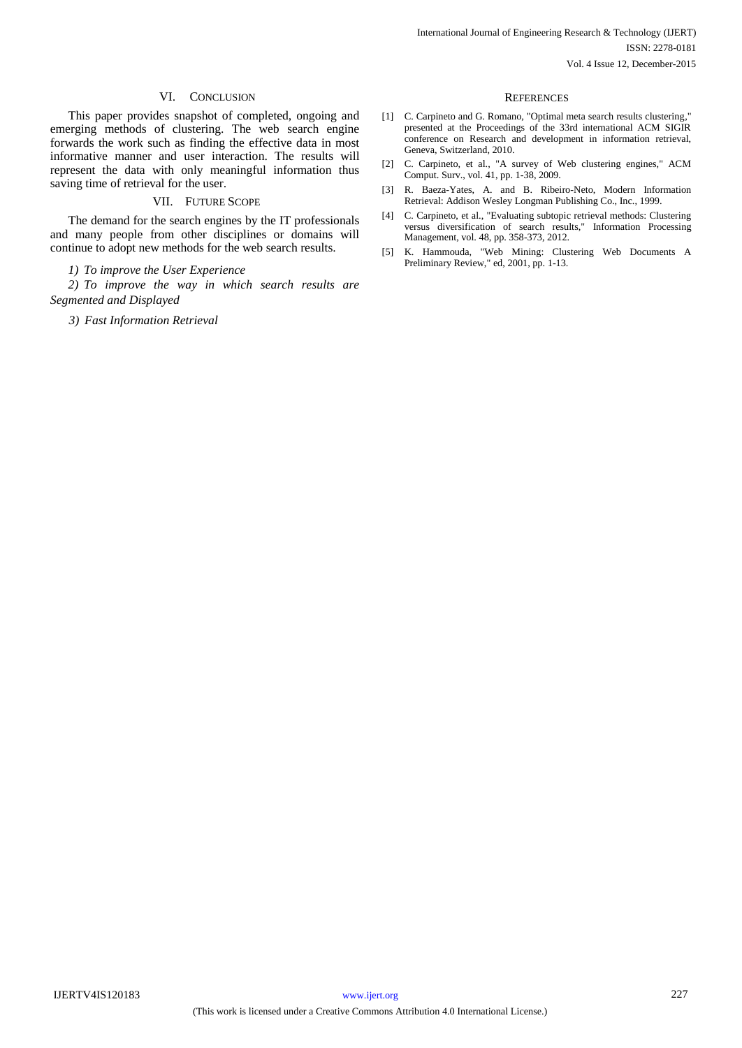## VI. Conclusion

This paper provides snapshot of completed, ongoing and emerging methods of clustering. The web search engine forwards the work such as finding the effective data in most informative manner and user interaction. The results will represent the data with only meaningful information thus saving time of retrieval for the user.

## VII. Future Scope

The demand for the search engines by the IT professionals and many people from other disciplines or domains will continue to adopt new methods for the web search results.

*1) To improve the User Experience*

*2) To improve the way in which search results are Segmented and Displayed*

*3) Fast Information Retrieval*

## References

[1] C. Carpineto and G. Romano, "Optimal meta search results clustering," presented at the Proceedings of the 33rd international ACM SIGIR conference on Research and development in information retrieval, Geneva, Switzerland, 2010.

[2] C. Carpineto, et al., "A survey of Web clustering engines," ACM Comput. Surv., vol. 41, pp. 1-38, 2009.

[3] R. Baeza-Yates, A. and B. Ribeiro-Neto, Modern Information Retrieval: Addison Wesley Longman Publishing Co., Inc., 1999.

[4] C. Carpineto, et al., "Evaluating subtopic retrieval methods: Clustering versus diversification of search results," Information Processing Management, vol. 48, pp. 358-373, 2012.

[5] K. Hammouda, "Web Mining: Clustering Web Documents A Preliminary Review," ed, 2001, pp. 1-13.